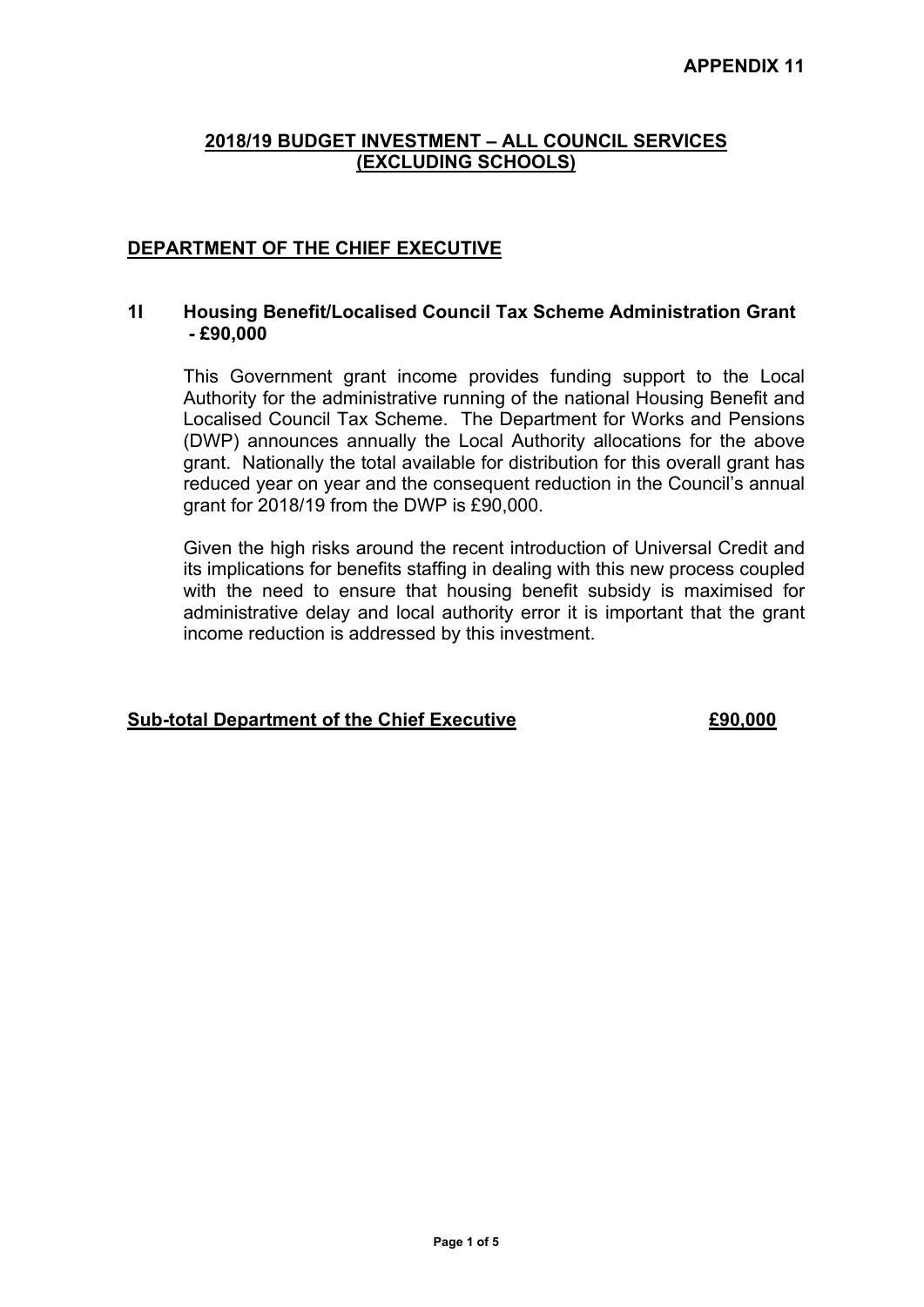**APPENDIX 11**

# 2018/19 BUDGET INVESTMENT – ALL COUNCIL SERVICES (EXCLUDING SCHOOLS)

## DEPARTMENT OF THE CHIEF EXECUTIVE

### 1I Housing Benefit/Localised Council Tax Scheme Administration Grant - £90,000

This Government grant income provides funding support to the Local Authority for the administrative running of the national Housing Benefit and Localised Council Tax Scheme. The Department for Works and Pensions (DWP) announces annually the Local Authority allocations for the above grant. Nationally the total available for distribution for this overall grant has reduced year on year and the consequent reduction in the Council's annual grant for 2018/19 from the DWP is £90,000.

Given the high risks around the recent introduction of Universal Credit and its implications for benefits staffing in dealing with this new process coupled with the need to ensure that housing benefit subsidy is maximised for administrative delay and local authority error it is important that the grant income reduction is addressed by this investment.

**Sub-total Department of the Chief Executive £90,000**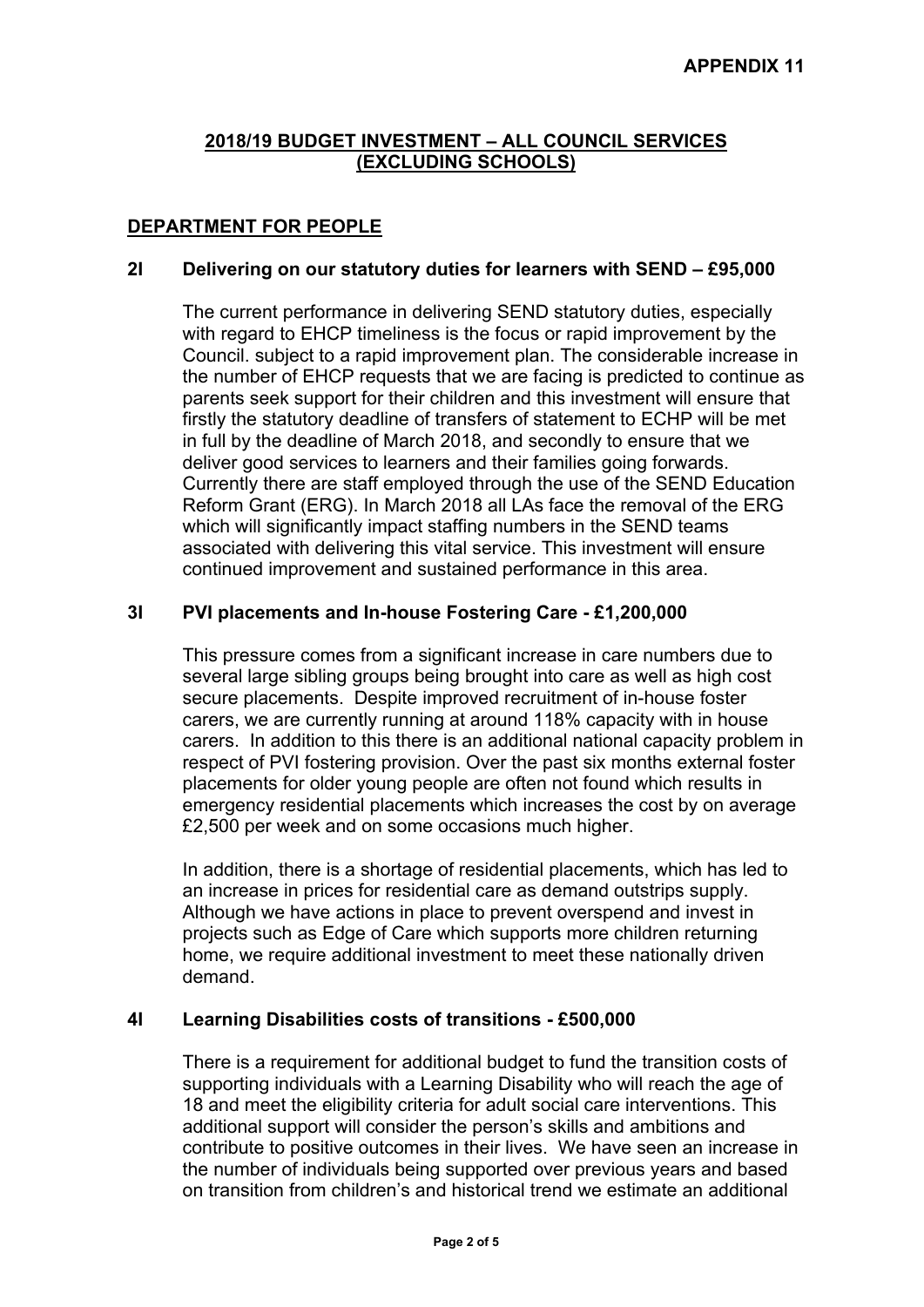**APPENDIX 11**

## 2018/19 BUDGET INVESTMENT – ALL COUNCIL SERVICES (EXCLUDING SCHOOLS)

### DEPARTMENT FOR PEOPLE

**2I Delivering on our statutory duties for learners with SEND – £95,000**

The current performance in delivering SEND statutory duties, especially with regard to EHCP timeliness is the focus or rapid improvement by the Council. subject to a rapid improvement plan. The considerable increase in the number of EHCP requests that we are facing is predicted to continue as parents seek support for their children and this investment will ensure that firstly the statutory deadline of transfers of statement to ECHP will be met in full by the deadline of March 2018, and secondly to ensure that we deliver good services to learners and their families going forwards. Currently there are staff employed through the use of the SEND Education Reform Grant (ERG). In March 2018 all LAs face the removal of the ERG which will significantly impact staffing numbers in the SEND teams associated with delivering this vital service. This investment will ensure continued improvement and sustained performance in this area.

**3I PVI placements and In-house Fostering Care - £1,200,000**

This pressure comes from a significant increase in care numbers due to several large sibling groups being brought into care as well as high cost secure placements. Despite improved recruitment of in-house foster carers, we are currently running at around 118% capacity with in house carers. In addition to this there is an additional national capacity problem in respect of PVI fostering provision. Over the past six months external foster placements for older young people are often not found which results in emergency residential placements which increases the cost by on average £2,500 per week and on some occasions much higher.

In addition, there is a shortage of residential placements, which has led to an increase in prices for residential care as demand outstrips supply. Although we have actions in place to prevent overspend and invest in projects such as Edge of Care which supports more children returning home, we require additional investment to meet these nationally driven demand.

**4I Learning Disabilities costs of transitions - £500,000**

There is a requirement for additional budget to fund the transition costs of supporting individuals with a Learning Disability who will reach the age of 18 and meet the eligibility criteria for adult social care interventions. This additional support will consider the person's skills and ambitions and contribute to positive outcomes in their lives. We have seen an increase in the number of individuals being supported over previous years and based on transition from children's and historical trend we estimate an additional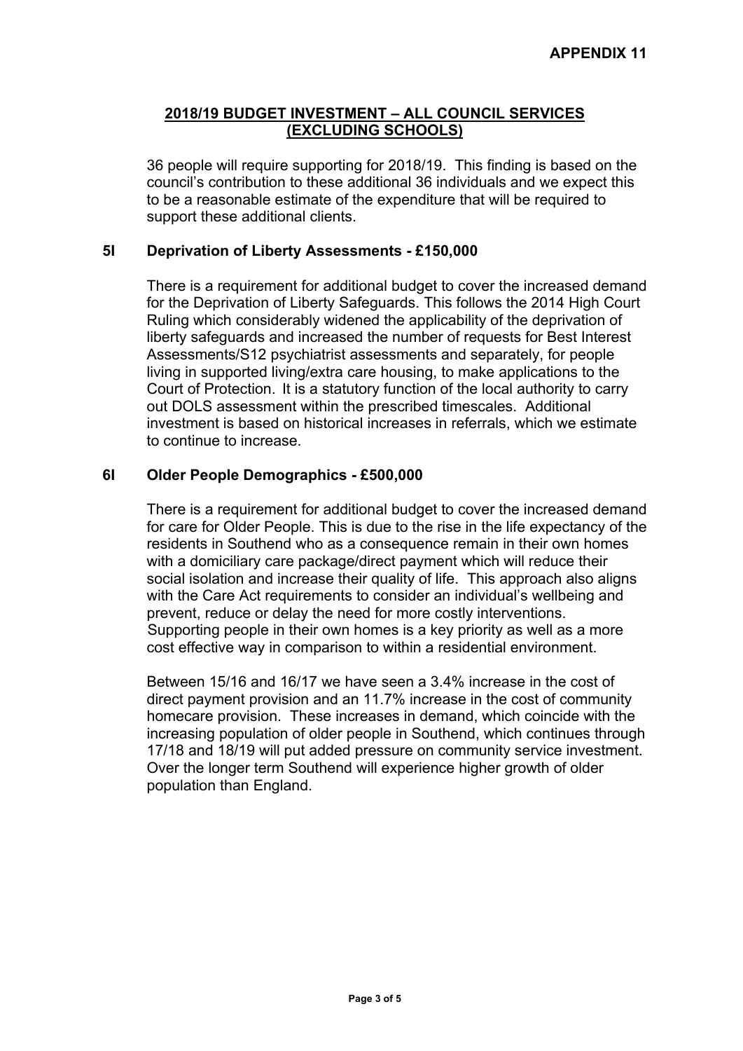**APPENDIX 11**

## 2018/19 BUDGET INVESTMENT – ALL COUNCIL SERVICES (EXCLUDING SCHOOLS)

36 people will require supporting for 2018/19. This finding is based on the council's contribution to these additional 36 individuals and we expect this to be a reasonable estimate of the expenditure that will be required to support these additional clients.

### 5I Deprivation of Liberty Assessments - £150,000

There is a requirement for additional budget to cover the increased demand for the Deprivation of Liberty Safeguards. This follows the 2014 High Court Ruling which considerably widened the applicability of the deprivation of liberty safeguards and increased the number of requests for Best Interest Assessments/S12 psychiatrist assessments and separately, for people living in supported living/extra care housing, to make applications to the Court of Protection. It is a statutory function of the local authority to carry out DOLS assessment within the prescribed timescales. Additional investment is based on historical increases in referrals, which we estimate to continue to increase.

### 6I Older People Demographics - £500,000

There is a requirement for additional budget to cover the increased demand for care for Older People. This is due to the rise in the life expectancy of the residents in Southend who as a consequence remain in their own homes with a domiciliary care package/direct payment which will reduce their social isolation and increase their quality of life. This approach also aligns with the Care Act requirements to consider an individual's wellbeing and prevent, reduce or delay the need for more costly interventions. Supporting people in their own homes is a key priority as well as a more cost effective way in comparison to within a residential environment.

Between 15/16 and 16/17 we have seen a 3.4% increase in the cost of direct payment provision and an 11.7% increase in the cost of community homecare provision. These increases in demand, which coincide with the increasing population of older people in Southend, which continues through 17/18 and 18/19 will put added pressure on community service investment. Over the longer term Southend will experience higher growth of older population than England.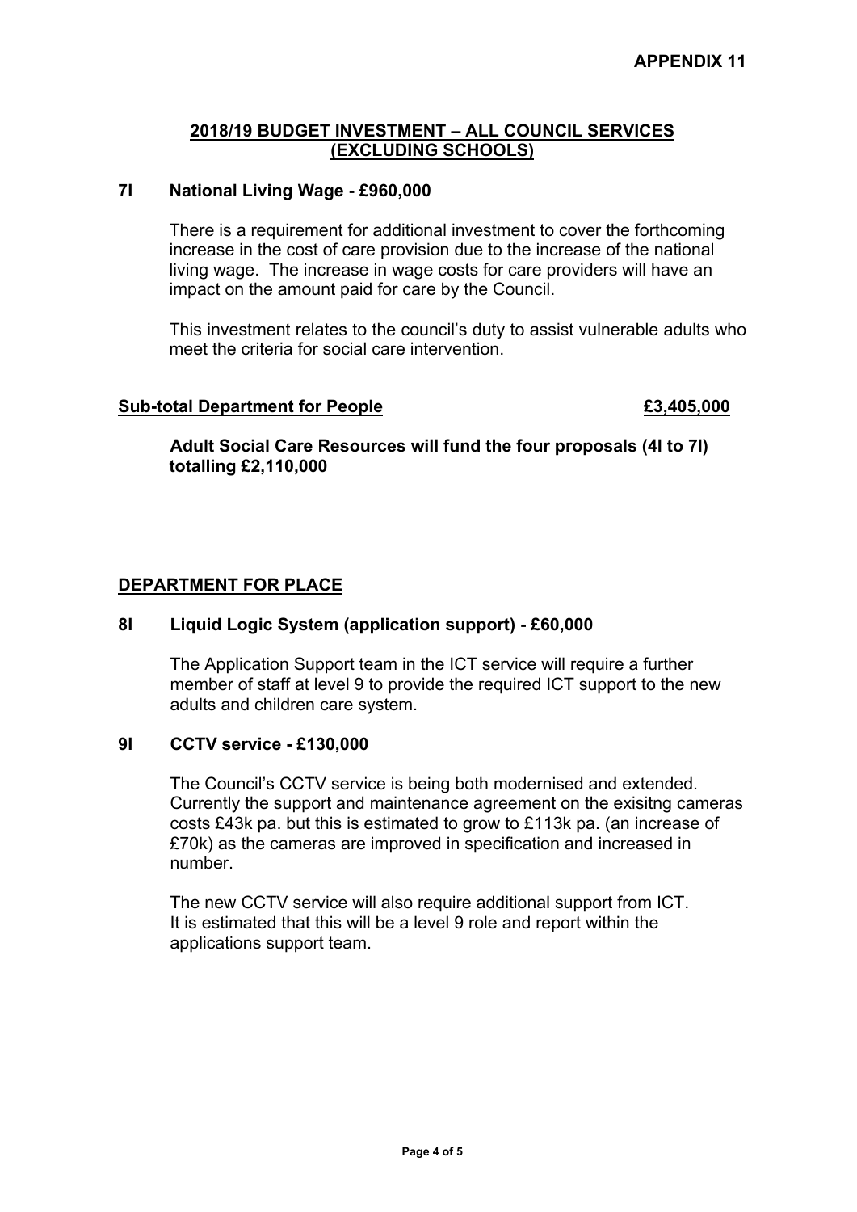**APPENDIX 11**

## 2018/19 BUDGET INVESTMENT – ALL COUNCIL SERVICES (EXCLUDING SCHOOLS)

### 7I National Living Wage - £960,000

There is a requirement for additional investment to cover the forthcoming increase in the cost of care provision due to the increase of the national living wage. The increase in wage costs for care providers will have an impact on the amount paid for care by the Council.

This investment relates to the council's duty to assist vulnerable adults who meet the criteria for social care intervention.

**Sub-total Department for People £3,405,000**

**Adult Social Care Resources will fund the four proposals (4I to 7I) totalling £2,110,000**

## DEPARTMENT FOR PLACE

### 8I Liquid Logic System (application support) - £60,000

The Application Support team in the ICT service will require a further member of staff at level 9 to provide the required ICT support to the new adults and children care system.

### 9I CCTV service - £130,000

The Council's CCTV service is being both modernised and extended. Currently the support and maintenance agreement on the exisitng cameras costs £43k pa. but this is estimated to grow to £113k pa. (an increase of £70k) as the cameras are improved in specification and increased in number.

The new CCTV service will also require additional support from ICT. It is estimated that this will be a level 9 role and report within the applications support team.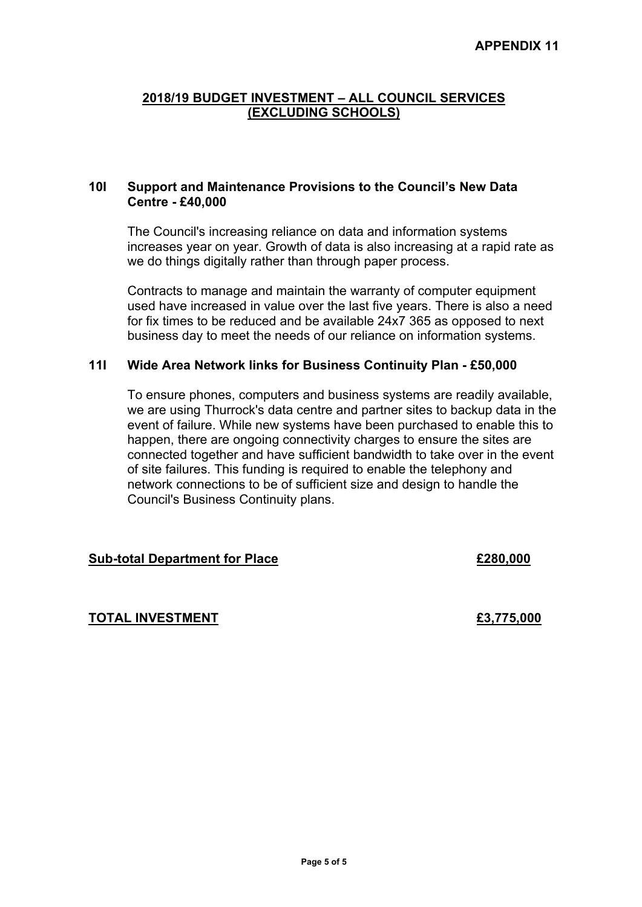**APPENDIX 11**

## 2018/19 BUDGET INVESTMENT – ALL COUNCIL SERVICES (EXCLUDING SCHOOLS)

### 10I Support and Maintenance Provisions to the Council's New Data Centre - £40,000

The Council's increasing reliance on data and information systems increases year on year. Growth of data is also increasing at a rapid rate as we do things digitally rather than through paper process.

Contracts to manage and maintain the warranty of computer equipment used have increased in value over the last five years. There is also a need for fix times to be reduced and be available 24x7 365 as opposed to next business day to meet the needs of our reliance on information systems.

### 11I Wide Area Network links for Business Continuity Plan - £50,000

To ensure phones, computers and business systems are readily available, we are using Thurrock's data centre and partner sites to backup data in the event of failure. While new systems have been purchased to enable this to happen, there are ongoing connectivity charges to ensure the sites are connected together and have sufficient bandwidth to take over in the event of site failures. This funding is required to enable the telephony and network connections to be of sufficient size and design to handle the Council's Business Continuity plans.

| | |
|---|---|
| **Sub-total Department for Place** | **£280,000** |
| **TOTAL INVESTMENT** | **£3,775,000** |